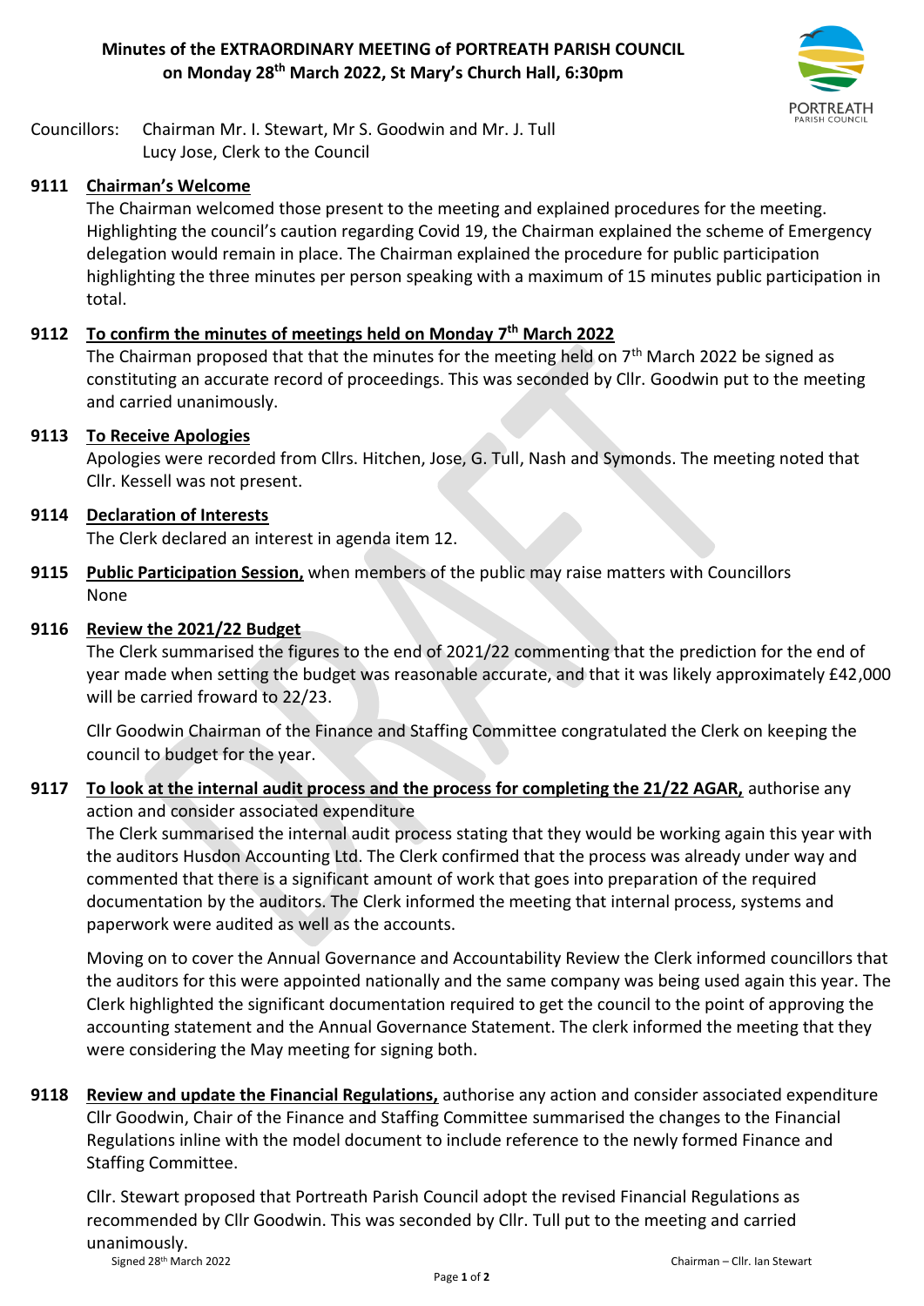**Minutes of the EXTRAORDINARY MEETING of PORTREATH PARISH COUNCIL on Monday 28th March 2022, St Mary's Church Hall, 6:30pm**

Councillors: Chairman Mr. I. Stewart, Mr S. Goodwin and Mr. J. Tull
Lucy Jose, Clerk to the Council

**9111 Chairman's Welcome**

The Chairman welcomed those present to the meeting and explained procedures for the meeting. Highlighting the council's caution regarding Covid 19, the Chairman explained the scheme of Emergency delegation would remain in place. The Chairman explained the procedure for public participation highlighting the three minutes per person speaking with a maximum of 15 minutes public participation in total.

**9112 To confirm the minutes of meetings held on Monday 7th March 2022**

The Chairman proposed that that the minutes for the meeting held on 7th March 2022 be signed as constituting an accurate record of proceedings. This was seconded by Cllr. Goodwin put to the meeting and carried unanimously.

**9113 To Receive Apologies**

Apologies were recorded from Cllrs. Hitchen, Jose, G. Tull, Nash and Symonds. The meeting noted that Cllr. Kessell was not present.

**9114 Declaration of Interests**

The Clerk declared an interest in agenda item 12.

**9115 Public Participation Session,** when members of the public may raise matters with Councillors

None

**9116 Review the 2021/22 Budget**

The Clerk summarised the figures to the end of 2021/22 commenting that the prediction for the end of year made when setting the budget was reasonable accurate, and that it was likely approximately £42,000 will be carried froward to 22/23.

Cllr Goodwin Chairman of the Finance and Staffing Committee congratulated the Clerk on keeping the council to budget for the year.

**9117 To look at the internal audit process and the process for completing the 21/22 AGAR,** authorise any action and consider associated expenditure

The Clerk summarised the internal audit process stating that they would be working again this year with the auditors Husdon Accounting Ltd. The Clerk confirmed that the process was already under way and commented that there is a significant amount of work that goes into preparation of the required documentation by the auditors. The Clerk informed the meeting that internal process, systems and paperwork were audited as well as the accounts.

Moving on to cover the Annual Governance and Accountability Review the Clerk informed councillors that the auditors for this were appointed nationally and the same company was being used again this year. The Clerk highlighted the significant documentation required to get the council to the point of approving the accounting statement and the Annual Governance Statement. The clerk informed the meeting that they were considering the May meeting for signing both.

**9118 Review and update the Financial Regulations,** authorise any action and consider associated expenditure

Cllr Goodwin, Chair of the Finance and Staffing Committee summarised the changes to the Financial Regulations inline with the model document to include reference to the newly formed Finance and Staffing Committee.

Cllr. Stewart proposed that Portreath Parish Council adopt the revised Financial Regulations as recommended by Cllr Goodwin. This was seconded by Cllr. Tull put to the meeting and carried unanimously.

Signed 28th March 2022 Chairman – Cllr. Ian Stewart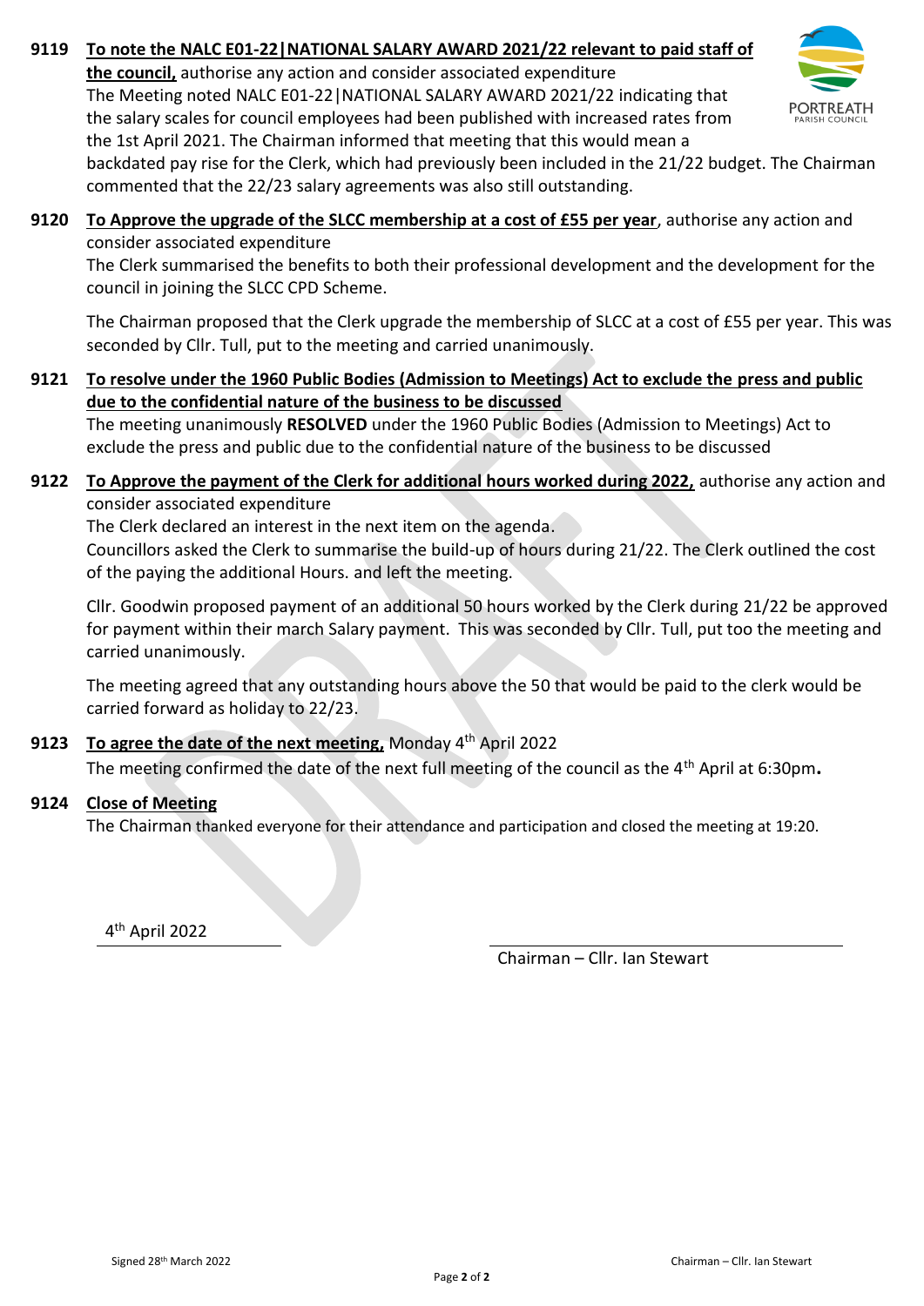**9119** **To note the NALC E01-22|NATIONAL SALARY AWARD 2021/22 relevant to paid staff of the council,** authorise any action and consider associated expenditure

The Meeting noted NALC E01-22|NATIONAL SALARY AWARD 2021/22 indicating that the salary scales for council employees had been published with increased rates from the 1st April 2021. The Chairman informed that meeting that this would mean a backdated pay rise for the Clerk, which had previously been included in the 21/22 budget. The Chairman commented that the 22/23 salary agreements was also still outstanding.

**9120** **To Approve the upgrade of the SLCC membership at a cost of £55 per year**, authorise any action and consider associated expenditure

The Clerk summarised the benefits to both their professional development and the development for the council in joining the SLCC CPD Scheme.

The Chairman proposed that the Clerk upgrade the membership of SLCC at a cost of £55 per year. This was seconded by Cllr. Tull, put to the meeting and carried unanimously.

**9121** **To resolve under the 1960 Public Bodies (Admission to Meetings) Act to exclude the press and public due to the confidential nature of the business to be discussed**

The meeting unanimously **RESOLVED** under the 1960 Public Bodies (Admission to Meetings) Act to exclude the press and public due to the confidential nature of the business to be discussed

**9122** **To Approve the payment of the Clerk for additional hours worked during 2022,** authorise any action and consider associated expenditure

The Clerk declared an interest in the next item on the agenda.

Councillors asked the Clerk to summarise the build-up of hours during 21/22. The Clerk outlined the cost of the paying the additional Hours. and left the meeting.

Cllr. Goodwin proposed payment of an additional 50 hours worked by the Clerk during 21/22 be approved for payment within their march Salary payment. This was seconded by Cllr. Tull, put too the meeting and carried unanimously.

The meeting agreed that any outstanding hours above the 50 that would be paid to the clerk would be carried forward as holiday to 22/23.

**9123** **To agree the date of the next meeting,** Monday 4th April 2022

The meeting confirmed the date of the next full meeting of the council as the 4th April at 6:30pm**.**

**9124** **Close of Meeting**

The Chairman thanked everyone for their attendance and participation and closed the meeting at 19:20.

4th April 2022

Chairman – Cllr. Ian Stewart